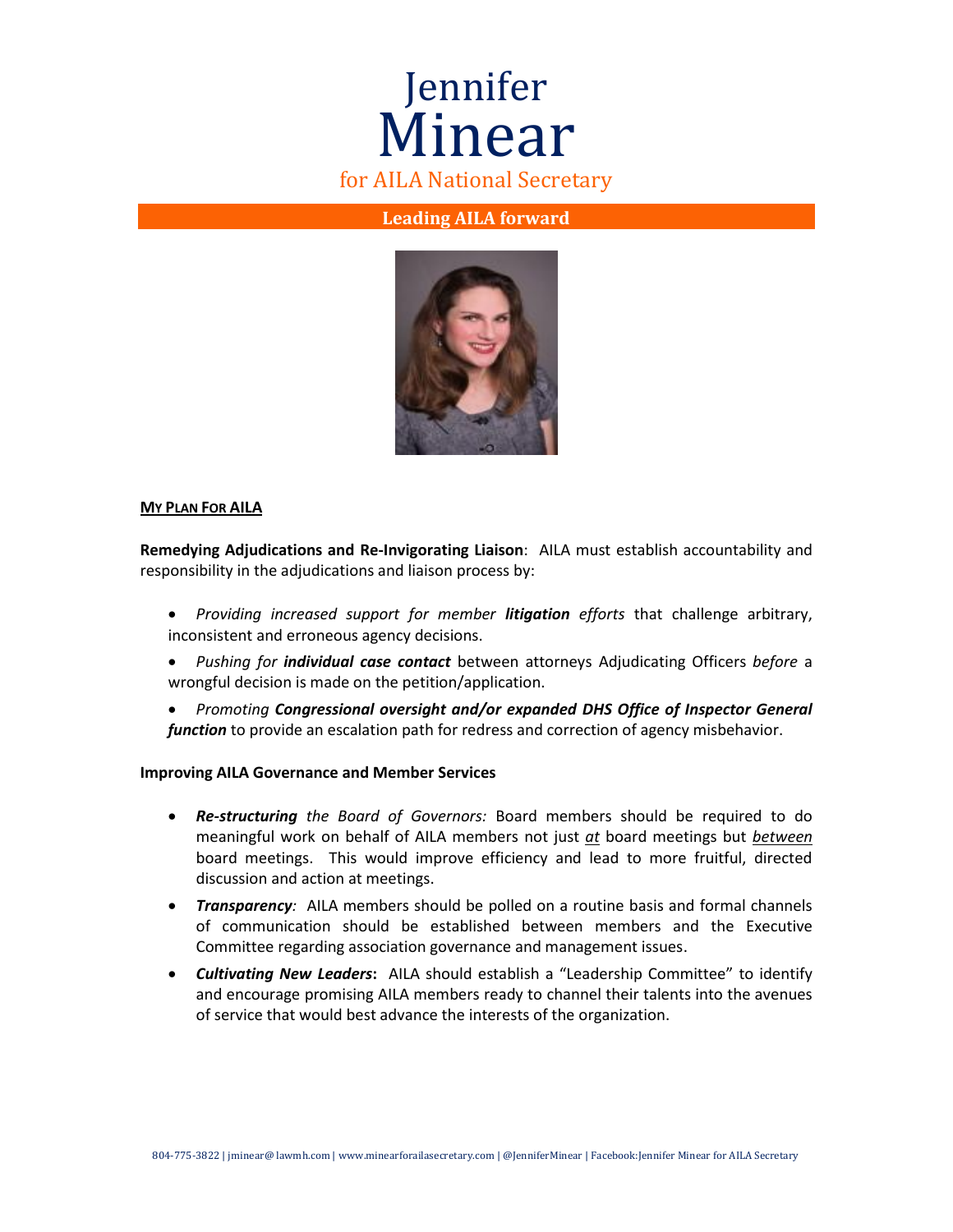# Jennifer Minear

## for AILA National Secretary

**Leading AILA forward**

**MY PLAN FOR AILA**

**Remedying Adjudications and Re-Invigorating Liaison**: AILA must establish accountability and responsibility in the adjudications and liaison process by:

- *Providing increased support for member **litigation** efforts* that challenge arbitrary, inconsistent and erroneous agency decisions.
- *Pushing for **individual case contact*** between attorneys Adjudicating Officers *before* a wrongful decision is made on the petition/application.
- *Promoting **Congressional oversight and/or expanded DHS Office of Inspector General function*** to provide an escalation path for redress and correction of agency misbehavior.

**Improving AILA Governance and Member Services**

- ***Re-structuring** the Board of Governors:* Board members should be required to do meaningful work on behalf of AILA members not just <u>*at*</u> board meetings but <u>*between*</u> board meetings. This would improve efficiency and lead to more fruitful, directed discussion and action at meetings.
- ***Transparency**:* AILA members should be polled on a routine basis and formal channels of communication should be established between members and the Executive Committee regarding association governance and management issues.
- ***Cultivating New Leaders*:** AILA should establish a "Leadership Committee" to identify and encourage promising AILA members ready to channel their talents into the avenues of service that would best advance the interests of the organization.

804-775-3822 | jminear@lawmh.com | www.minearforailasecretary.com | @JenniferMinear | Facebook:Jennifer Minear for AILA Secretary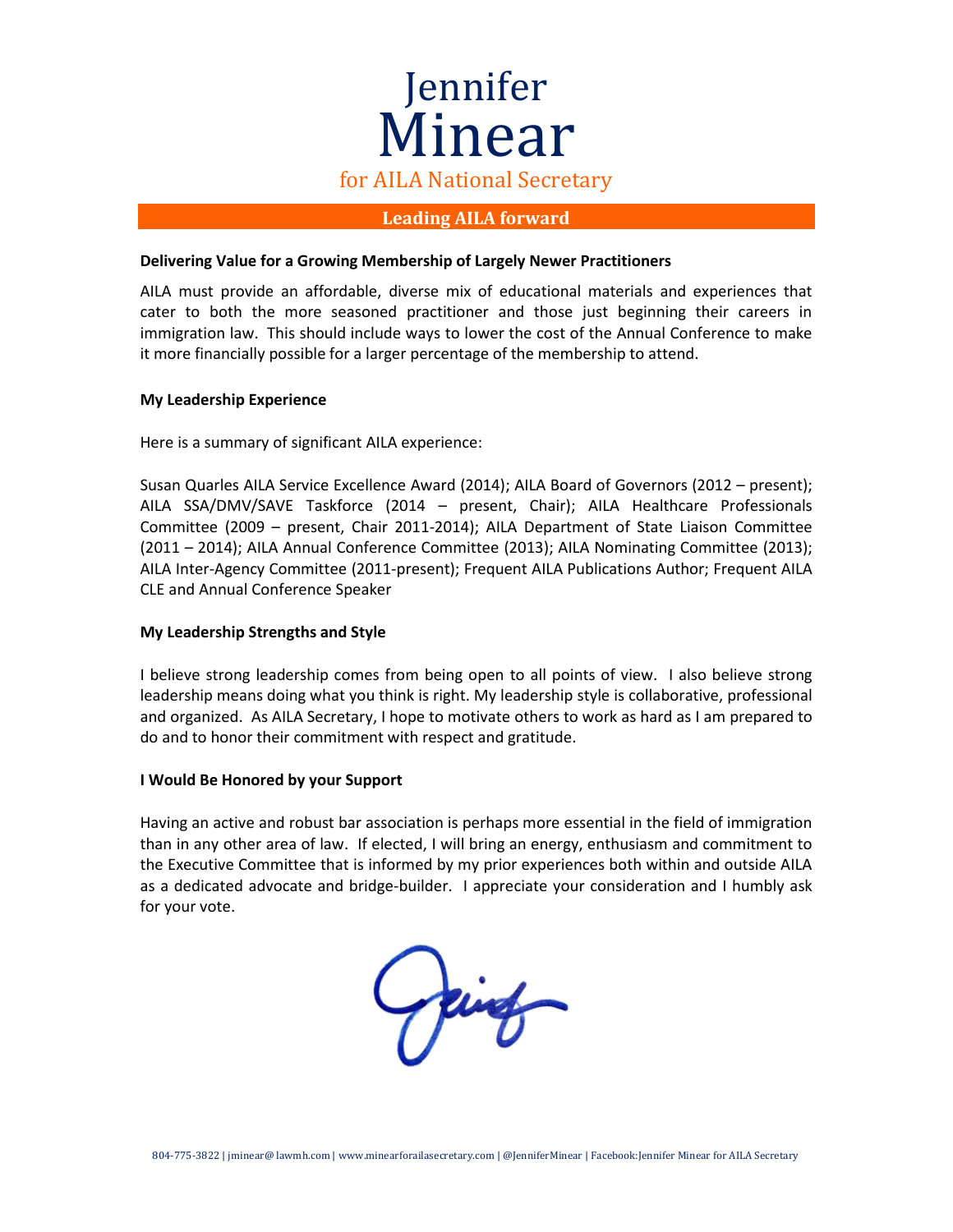# Jennifer Minear

## for AILA National Secretary

**Leading AILA forward**

**Delivering Value for a Growing Membership of Largely Newer Practitioners**

AILA must provide an affordable, diverse mix of educational materials and experiences that cater to both the more seasoned practitioner and those just beginning their careers in immigration law. This should include ways to lower the cost of the Annual Conference to make it more financially possible for a larger percentage of the membership to attend.

**My Leadership Experience**

Here is a summary of significant AILA experience:

Susan Quarles AILA Service Excellence Award (2014); AILA Board of Governors (2012 – present); AILA SSA/DMV/SAVE Taskforce (2014 – present, Chair); AILA Healthcare Professionals Committee (2009 – present, Chair 2011-2014); AILA Department of State Liaison Committee (2011 – 2014); AILA Annual Conference Committee (2013); AILA Nominating Committee (2013); AILA Inter-Agency Committee (2011-present); Frequent AILA Publications Author; Frequent AILA CLE and Annual Conference Speaker

**My Leadership Strengths and Style**

I believe strong leadership comes from being open to all points of view. I also believe strong leadership means doing what you think is right. My leadership style is collaborative, professional and organized. As AILA Secretary, I hope to motivate others to work as hard as I am prepared to do and to honor their commitment with respect and gratitude.

**I Would Be Honored by your Support**

Having an active and robust bar association is perhaps more essential in the field of immigration than in any other area of law. If elected, I will bring an energy, enthusiasm and commitment to the Executive Committee that is informed by my prior experiences both within and outside AILA as a dedicated advocate and bridge-builder. I appreciate your consideration and I humbly ask for your vote.

804-775-3822 | jminear@lawmh.com | www.minearforailasecretary.com | @JenniferMinear | Facebook:Jennifer Minear for AILA Secretary